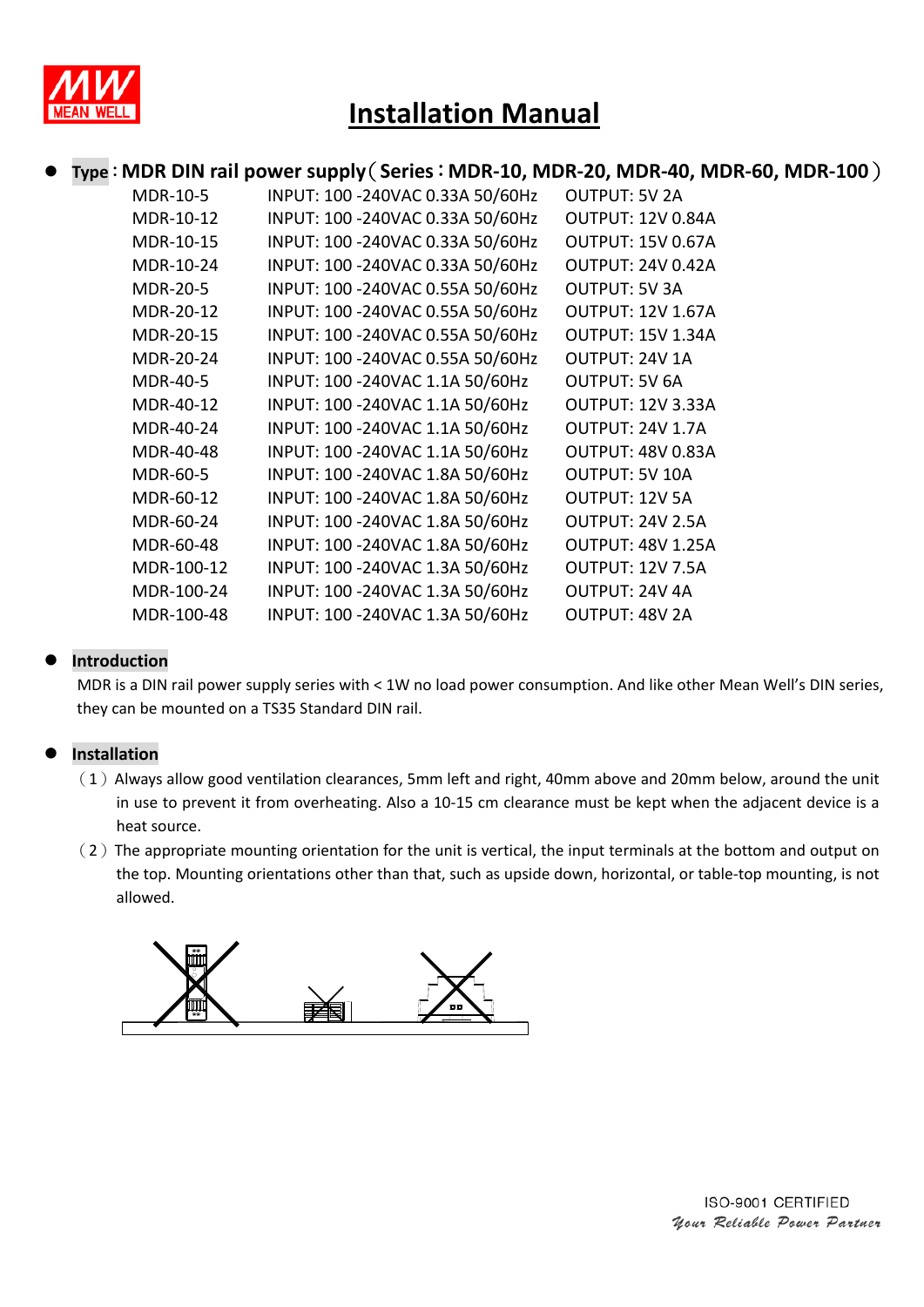# Installation Manual

- **Type**：**MDR DIN rail power supply**（**Series**：**MDR-10, MDR-20, MDR-40, MDR-60, MDR-100**）

| | | |
|---|---|---|
| MDR-10-5 | INPUT: 100 -240VAC 0.33A 50/60Hz | OUTPUT: 5V 2A |
| MDR-10-12 | INPUT: 100 -240VAC 0.33A 50/60Hz | OUTPUT: 12V 0.84A |
| MDR-10-15 | INPUT: 100 -240VAC 0.33A 50/60Hz | OUTPUT: 15V 0.67A |
| MDR-10-24 | INPUT: 100 -240VAC 0.33A 50/60Hz | OUTPUT: 24V 0.42A |
| MDR-20-5 | INPUT: 100 -240VAC 0.55A 50/60Hz | OUTPUT: 5V 3A |
| MDR-20-12 | INPUT: 100 -240VAC 0.55A 50/60Hz | OUTPUT: 12V 1.67A |
| MDR-20-15 | INPUT: 100 -240VAC 0.55A 50/60Hz | OUTPUT: 15V 1.34A |
| MDR-20-24 | INPUT: 100 -240VAC 0.55A 50/60Hz | OUTPUT: 24V 1A |
| MDR-40-5 | INPUT: 100 -240VAC 1.1A 50/60Hz | OUTPUT: 5V 6A |
| MDR-40-12 | INPUT: 100 -240VAC 1.1A 50/60Hz | OUTPUT: 12V 3.33A |
| MDR-40-24 | INPUT: 100 -240VAC 1.1A 50/60Hz | OUTPUT: 24V 1.7A |
| MDR-40-48 | INPUT: 100 -240VAC 1.1A 50/60Hz | OUTPUT: 48V 0.83A |
| MDR-60-5 | INPUT: 100 -240VAC 1.8A 50/60Hz | OUTPUT: 5V 10A |
| MDR-60-12 | INPUT: 100 -240VAC 1.8A 50/60Hz | OUTPUT: 12V 5A |
| MDR-60-24 | INPUT: 100 -240VAC 1.8A 50/60Hz | OUTPUT: 24V 2.5A |
| MDR-60-48 | INPUT: 100 -240VAC 1.8A 50/60Hz | OUTPUT: 48V 1.25A |
| MDR-100-12 | INPUT: 100 -240VAC 1.3A 50/60Hz | OUTPUT: 12V 7.5A |
| MDR-100-24 | INPUT: 100 -240VAC 1.3A 50/60Hz | OUTPUT: 24V 4A |
| MDR-100-48 | INPUT: 100 -240VAC 1.3A 50/60Hz | OUTPUT: 48V 2A |

- **Introduction**

MDR is a DIN rail power supply series with < 1W no load power consumption. And like other Mean Well's DIN series, they can be mounted on a TS35 Standard DIN rail.

- **Installation**

（1）Always allow good ventilation clearances, 5mm left and right, 40mm above and 20mm below, around the unit in use to prevent it from overheating. Also a 10-15 cm clearance must be kept when the adjacent device is a heat source.

（2）The appropriate mounting orientation for the unit is vertical, the input terminals at the bottom and output on the top. Mounting orientations other than that, such as upside down, horizontal, or table-top mounting, is not allowed.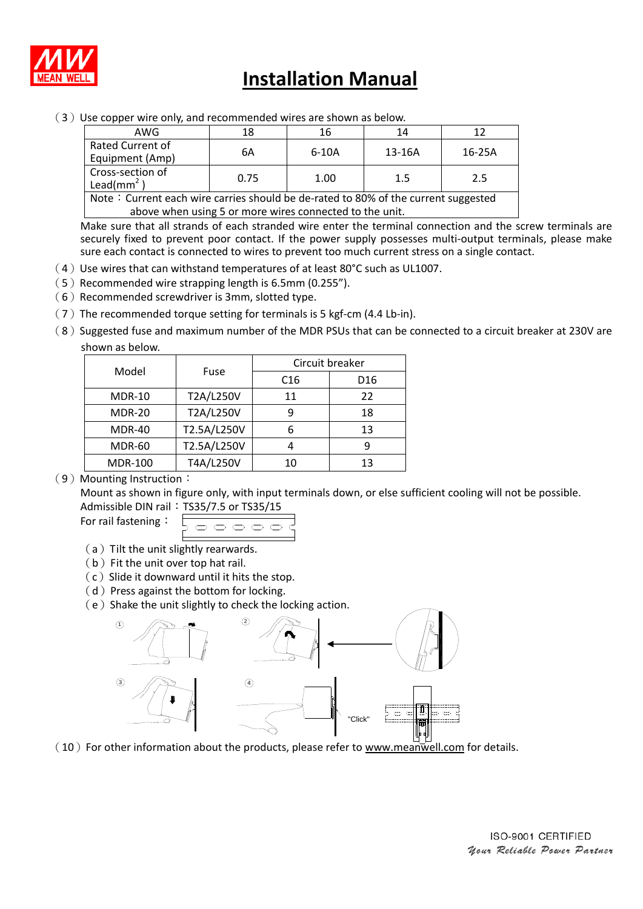# Installation Manual

（3）Use copper wire only, and recommended wires are shown as below.

| AWG | 18 | 16 | 14 | 12 |
|---|---|---|---|---|
| Rated Current of Equipment (Amp) | 6A | 6-10A | 13-16A | 16-25A |
| Cross-section of Lead($mm^2$) | 0.75 | 1.00 | 1.5 | 2.5 |
| Note：Current each wire carries should be de-rated to 80% of the current suggested above when using 5 or more wires connected to the unit. | | | | |

Make sure that all strands of each stranded wire enter the terminal connection and the screw terminals are securely fixed to prevent poor contact. If the power supply possesses multi-output terminals, please make sure each contact is connected to wires to prevent too much current stress on a single contact.

（4）Use wires that can withstand temperatures of at least 80°C such as UL1007.

（5）Recommended wire strapping length is 6.5mm (0.255”).

（6）Recommended screwdriver is 3mm, slotted type.

（7）The recommended torque setting for terminals is 5 kgf-cm (4.4 Lb-in).

（8）Suggested fuse and maximum number of the MDR PSUs that can be connected to a circuit breaker at 230V are shown as below.

| Model | Fuse | Circuit breaker | |
|---|---|---|---|
| | | C16 | D16 |
| MDR-10 | T2A/L250V | 11 | 22 |
| MDR-20 | T2A/L250V | 9 | 18 |
| MDR-40 | T2.5A/L250V | 6 | 13 |
| MDR-60 | T2.5A/L250V | 4 | 9 |
| MDR-100 | T4A/L250V | 10 | 13 |

（9）Mounting Instruction：

Mount as shown in figure only, with input terminals down, or else sufficient cooling will not be possible.

Admissible DIN rail：TS35/7.5 or TS35/15

For rail fastening：

（a）Tilt the unit slightly rearwards.

（b）Fit the unit over top hat rail.

（c）Slide it downward until it hits the stop.

（d）Press against the bottom for locking.

（e）Shake the unit slightly to check the locking action.

"Click"

（10）For other information about the products, please refer to www.meanwell.com for details.

ISO-9001 CERTIFIED

*Your Reliable Power Partner*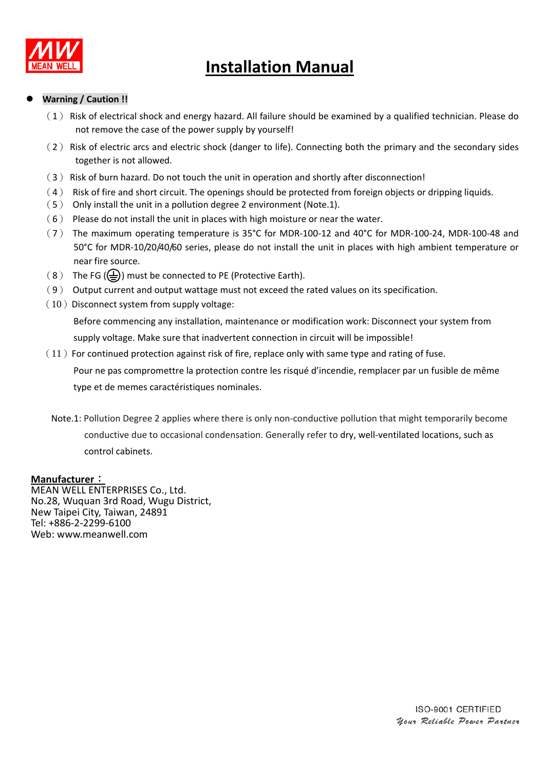# Installation Manual

- **Warning / Caution !!**

（1）Risk of electrical shock and energy hazard. All failure should be examined by a qualified technician. Please do not remove the case of the power supply by yourself!

（2）Risk of electric arcs and electric shock (danger to life). Connecting both the primary and the secondary sides together is not allowed.

（3）Risk of burn hazard. Do not touch the unit in operation and shortly after disconnection!

（4）Risk of fire and short circuit. The openings should be protected from foreign objects or dripping liquids.

（5）Only install the unit in a pollution degree 2 environment (Note.1).

（6）Please do not install the unit in places with high moisture or near the water.

（7）The maximum operating temperature is 35°C for MDR-100-12 and 40°C for MDR-100-24, MDR-100-48 and 50°C for MDR-10/20/40/60 series, please do not install the unit in places with high ambient temperature or near fire source.

（8）The FG (⏚) must be connected to PE (Protective Earth).

（9）Output current and output wattage must not exceed the rated values on its specification.

（10）Disconnect system from supply voltage:

Before commencing any installation, maintenance or modification work: Disconnect your system from supply voltage. Make sure that inadvertent connection in circuit will be impossible!

（11）For continued protection against risk of fire, replace only with same type and rating of fuse.

Pour ne pas compromettre la protection contre les risqué d’incendie, remplacer par un fusible de même type et de memes caractéristiques nominales.

Note.1: Pollution Degree 2 applies where there is only non-conductive pollution that might temporarily become conductive due to occasional condensation. Generally refer to dry, well-ventilated locations, such as control cabinets.

**Manufacturer：**
MEAN WELL ENTERPRISES Co., Ltd.
No.28, Wuquan 3rd Road, Wugu District,
New Taipei City, Taiwan, 24891
Tel: +886-2-2299-6100
Web: www.meanwell.com

ISO-9001 CERTIFIED
*Your Reliable Power Partner*